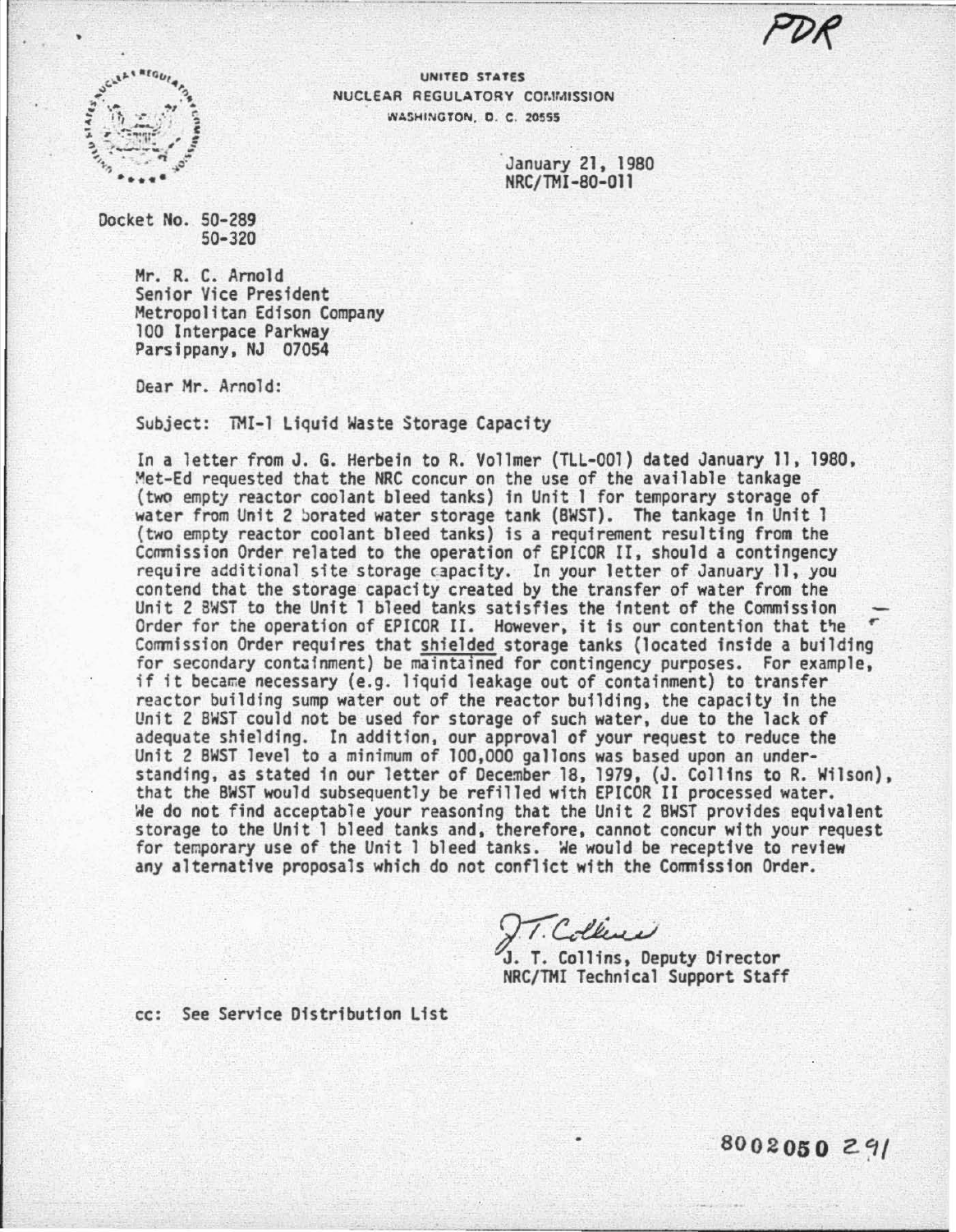PDR

UNITED STATES
NUCLEAR REGULATORY COMMISSION
WASHINGTON, D. C. 20555

January 21, 1980
NRC/TMI-80-011

Docket No. 50-289
50-320

Mr. R. C. Arnold
Senior Vice President
Metropolitan Edison Company
100 Interpace Parkway
Parsippany, NJ 07054

Dear Mr. Arnold:

Subject: TMI-1 Liquid Waste Storage Capacity

In a letter from J. G. Herbein to R. Vollmer (TLL-001) dated January 11, 1980, Met-Ed requested that the NRC concur on the use of the available tankage (two empty reactor coolant bleed tanks) in Unit 1 for temporary storage of water from Unit 2 borated water storage tank (BWST). The tankage in Unit 1 (two empty reactor coolant bleed tanks) is a requirement resulting from the Commission Order related to the operation of EPICOR II, should a contingency require additional site storage capacity. In your letter of January 11, you contend that the storage capacity created by the transfer of water from the Unit 2 BWST to the Unit 1 bleed tanks satisfies the intent of the Commission Order for the operation of EPICOR II. However, it is our contention that the Commission Order requires that <u>shielded</u> storage tanks (located inside a building for secondary containment) be maintained for contingency purposes. For example, if it became necessary (e.g. liquid leakage out of containment) to transfer reactor building sump water out of the reactor building, the capacity in the Unit 2 BWST could not be used for storage of such water, due to the lack of adequate shielding. In addition, our approval of your request to reduce the Unit 2 BWST level to a minimum of 100,000 gallons was based upon an understanding, as stated in our letter of December 18, 1979, (J. Collins to R. Wilson), that the BWST would subsequently be refilled with EPICOR II processed water. We do not find acceptable your reasoning that the Unit 2 BWST provides equivalent storage to the Unit 1 bleed tanks and, therefore, cannot concur with your request for temporary use of the Unit 1 bleed tanks. We would be receptive to review any alternative proposals which do not conflict with the Commission Order.

J. T. Collins

J. T. Collins, Deputy Director
NRC/TMI Technical Support Staff

cc: See Service Distribution List

8002050 291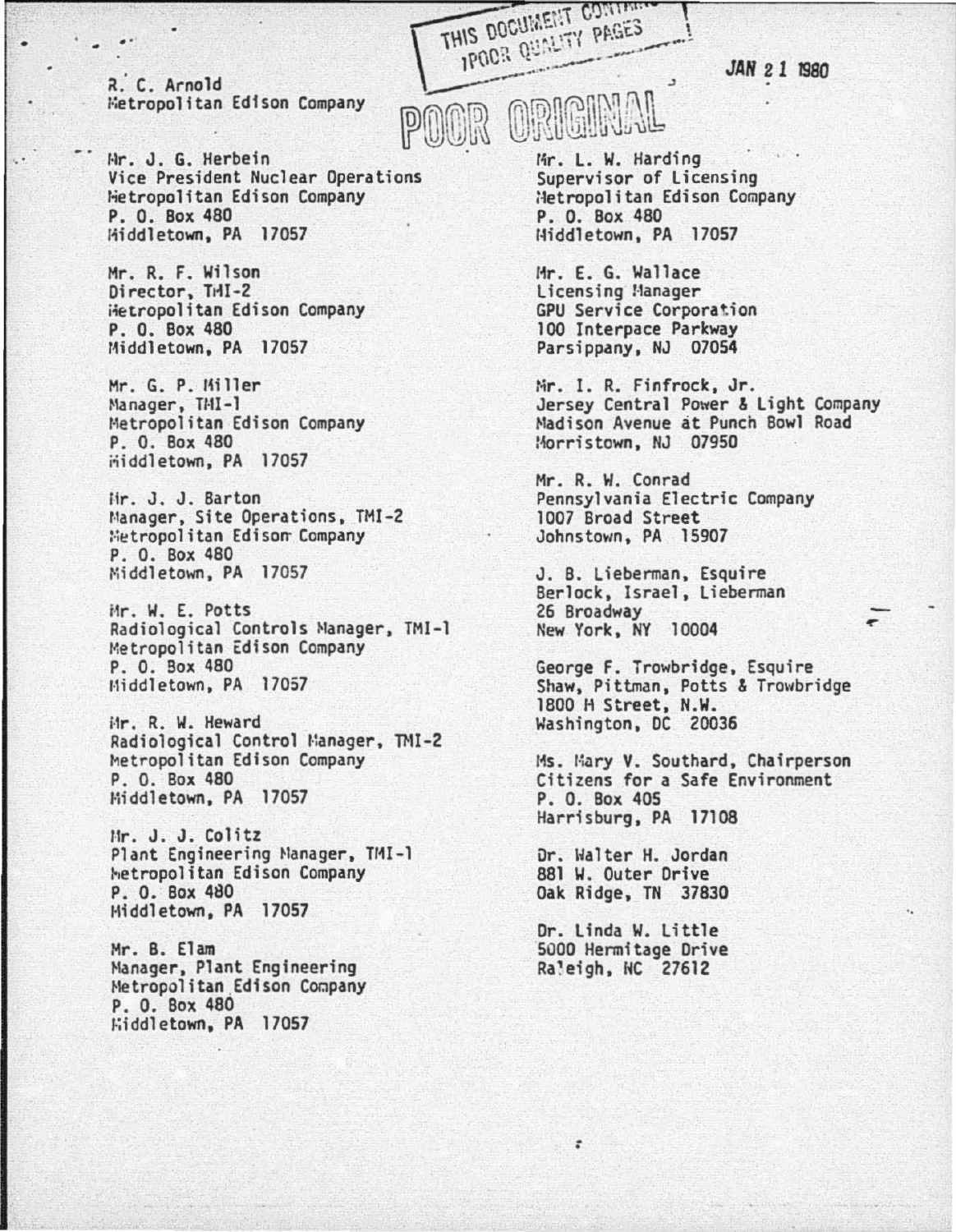R. C. Arnold
Metropolitan Edison Company

JAN 21 1980

THIS DOCUMENT CONTAINS POOR QUALITY PAGES

POOR ORIGINAL

Mr. J. G. Herbein
Vice President Nuclear Operations
Metropolitan Edison Company
P. O. Box 480
Middletown, PA 17057

Mr. R. F. Wilson
Director, TMI-2
Metropolitan Edison Company
P. O. Box 480
Middletown, PA 17057

Mr. G. P. Miller
Manager, TMI-1
Metropolitan Edison Company
P. O. Box 480
Middletown, PA 17057

Mr. J. J. Barton
Manager, Site Operations, TMI-2
Metropolitan Edison Company
P. O. Box 480
Middletown, PA 17057

Mr. W. E. Potts
Radiological Controls Manager, TMI-1
Metropolitan Edison Company
P. O. Box 480
Middletown, PA 17057

Mr. R. W. Heward
Radiological Control Manager, TMI-2
Metropolitan Edison Company
P. O. Box 480
Middletown, PA 17057

Mr. J. J. Colitz
Plant Engineering Manager, TMI-1
Metropolitan Edison Company
P. O. Box 480
Middletown, PA 17057

Mr. B. Elam
Manager, Plant Engineering
Metropolitan Edison Company
P. O. Box 480
Middletown, PA 17057

Mr. L. W. Harding
Supervisor of Licensing
Metropolitan Edison Company
P. O. Box 480
Middletown, PA 17057

Mr. E. G. Wallace
Licensing Manager
GPU Service Corporation
100 Interpace Parkway
Parsippany, NJ 07054

Mr. I. R. Finfrock, Jr.
Jersey Central Power & Light Company
Madison Avenue at Punch Bowl Road
Morristown, NJ 07950

Mr. R. W. Conrad
Pennsylvania Electric Company
1007 Broad Street
Johnstown, PA 15907

J. B. Lieberman, Esquire
Berlock, Israel, Lieberman
26 Broadway
New York, NY 10004

George F. Trowbridge, Esquire
Shaw, Pittman, Potts & Trowbridge
1800 H Street, N.W.
Washington, DC 20036

Ms. Mary V. Southard, Chairperson
Citizens for a Safe Environment
P. O. Box 405
Harrisburg, PA 17108

Dr. Walter H. Jordan
881 W. Outer Drive
Oak Ridge, TN 37830

Dr. Linda W. Little
5000 Hermitage Drive
Raleigh, NC 27612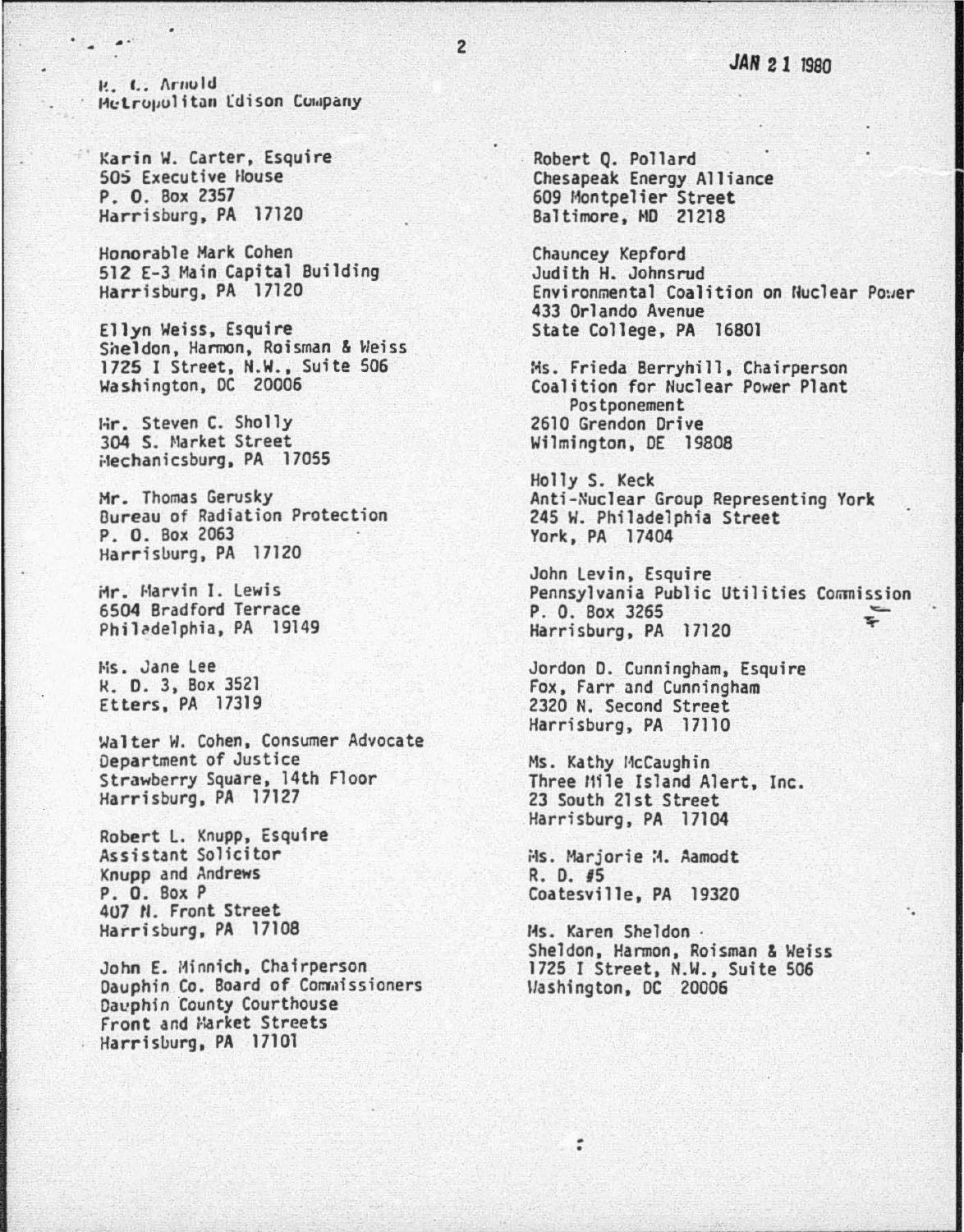R. C. Arnold
Metropolitan Edison Company

JAN 2 1 1980

Karin W. Carter, Esquire
505 Executive House
P. O. Box 2357
Harrisburg, PA 17120

Honorable Mark Cohen
512 E-3 Main Capital Building
Harrisburg, PA 17120

Ellyn Weiss, Esquire
Sheldon, Harmon, Roisman & Weiss
1725 I Street, N.W., Suite 506
Washington, DC 20006

Mr. Steven C. Sholly
304 S. Market Street
Mechanicsburg, PA 17055

Mr. Thomas Gerusky
Bureau of Radiation Protection
P. O. Box 2063
Harrisburg, PA 17120

Mr. Marvin I. Lewis
6504 Bradford Terrace
Philadelphia, PA 19149

Ms. Jane Lee
R. D. 3, Box 3521
Etters, PA 17319

Walter W. Cohen, Consumer Advocate
Department of Justice
Strawberry Square, 14th Floor
Harrisburg, PA 17127

Robert L. Knupp, Esquire
Assistant Solicitor
Knupp and Andrews
P. O. Box P
407 N. Front Street
Harrisburg, PA 17108

John E. Minnich, Chairperson
Dauphin Co. Board of Commissioners
Dauphin County Courthouse
Front and Market Streets
Harrisburg, PA 17101

Robert Q. Pollard
Chesapeak Energy Alliance
609 Montpelier Street
Baltimore, MD 21218

Chauncey Kepford
Judith H. Johnsrud
Environmental Coalition on Nuclear Power
433 Orlando Avenue
State College, PA 16801

Ms. Frieda Berryhill, Chairperson
Coalition for Nuclear Power Plant Postponement
2610 Grendon Drive
Wilmington, DE 19808

Holly S. Keck
Anti-Nuclear Group Representing York
245 W. Philadelphia Street
York, PA 17404

John Levin, Esquire
Pennsylvania Public Utilities Commission
P. O. Box 3265
Harrisburg, PA 17120

Jordon D. Cunningham, Esquire
Fox, Farr and Cunningham
2320 N. Second Street
Harrisburg, PA 17110

Ms. Kathy McCaughin
Three Mile Island Alert, Inc.
23 South 21st Street
Harrisburg, PA 17104

Ms. Marjorie M. Aamodt
R. D. #5
Coatesville, PA 19320

Ms. Karen Sheldon
Sheldon, Harmon, Roisman & Weiss
1725 I Street, N.W., Suite 506
Washington, DC 20006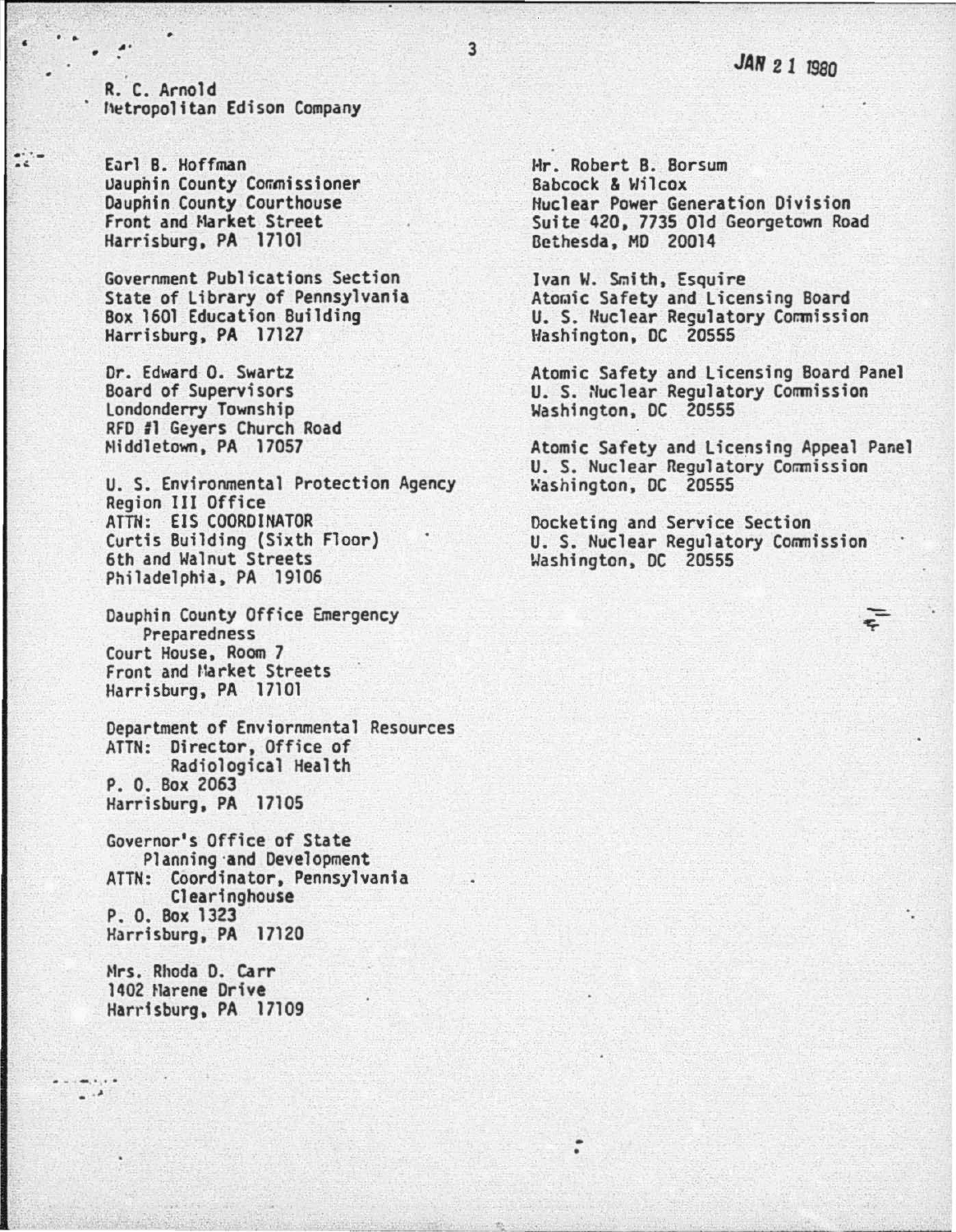JAN 2 1 1980

R. C. Arnold
Metropolitan Edison Company

Earl B. Hoffman
Dauphin County Commissioner
Dauphin County Courthouse
Front and Market Street
Harrisburg, PA 17101

Government Publications Section
State of Library of Pennsylvania
Box 1601 Education Building
Harrisburg, PA 17127

Dr. Edward O. Swartz
Board of Supervisors
Londonderry Township
RFD #1 Geyers Church Road
Middletown, PA 17057

U. S. Environmental Protection Agency
Region III Office
ATTN: EIS COORDINATOR
Curtis Building (Sixth Floor)
6th and Walnut Streets
Philadelphia, PA 19106

Dauphin County Office Emergency
Preparedness
Court House, Room 7
Front and Market Streets
Harrisburg, PA 17101

Department of Enviornmental Resources
ATTN: Director, Office of
Radiological Health
P. O. Box 2063
Harrisburg, PA 17105

Governor's Office of State
Planning and Development
ATTN: Coordinator, Pennsylvania
Clearinghouse
P. O. Box 1323
Harrisburg, PA 17120

Mrs. Rhoda D. Carr
1402 Marene Drive
Harrisburg, PA 17109

Mr. Robert B. Borsum
Babcock & Wilcox
Nuclear Power Generation Division
Suite 420, 7735 Old Georgetown Road
Bethesda, MD 20014

Ivan W. Smith, Esquire
Atomic Safety and Licensing Board
U. S. Nuclear Regulatory Commission
Washington, DC 20555

Atomic Safety and Licensing Board Panel
U. S. Nuclear Regulatory Commission
Washington, DC 20555

Atomic Safety and Licensing Appeal Panel
U. S. Nuclear Regulatory Commission
Washington, DC 20555

Docketing and Service Section
U. S. Nuclear Regulatory Commission
Washington, DC 20555